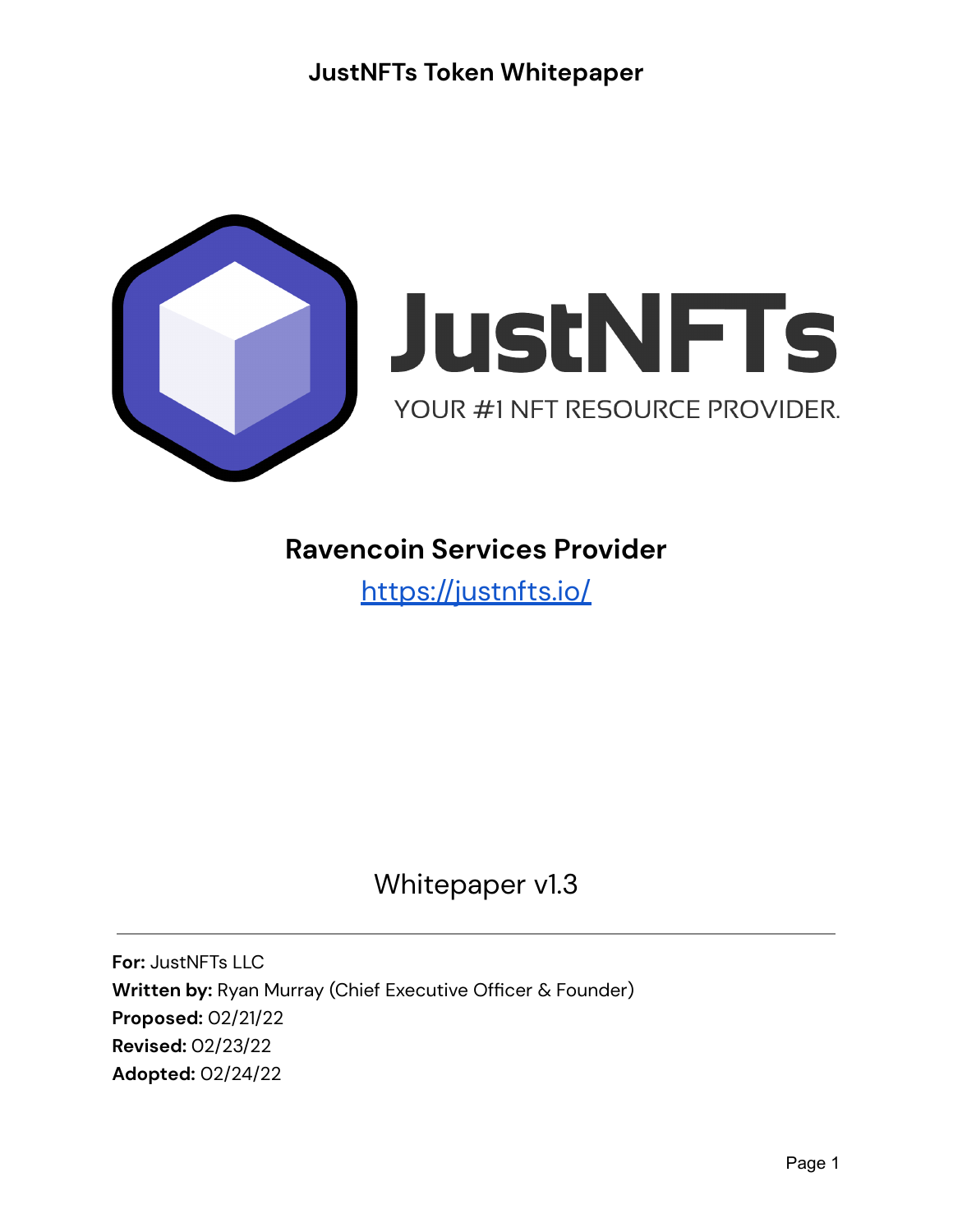# JustNFTs Token Whitepaper

JustNFTs

YOUR #1 NFT RESOURCE PROVIDER.

## Ravencoin Services Provider

https://justnfts.io/

Whitepaper v1.3

---

**For:** JustNFTs LLC
**Written by:** Ryan Murray (Chief Executive Officer & Founder)
**Proposed:** 02/21/22
**Revised:** 02/23/22
**Adopted:** 02/24/22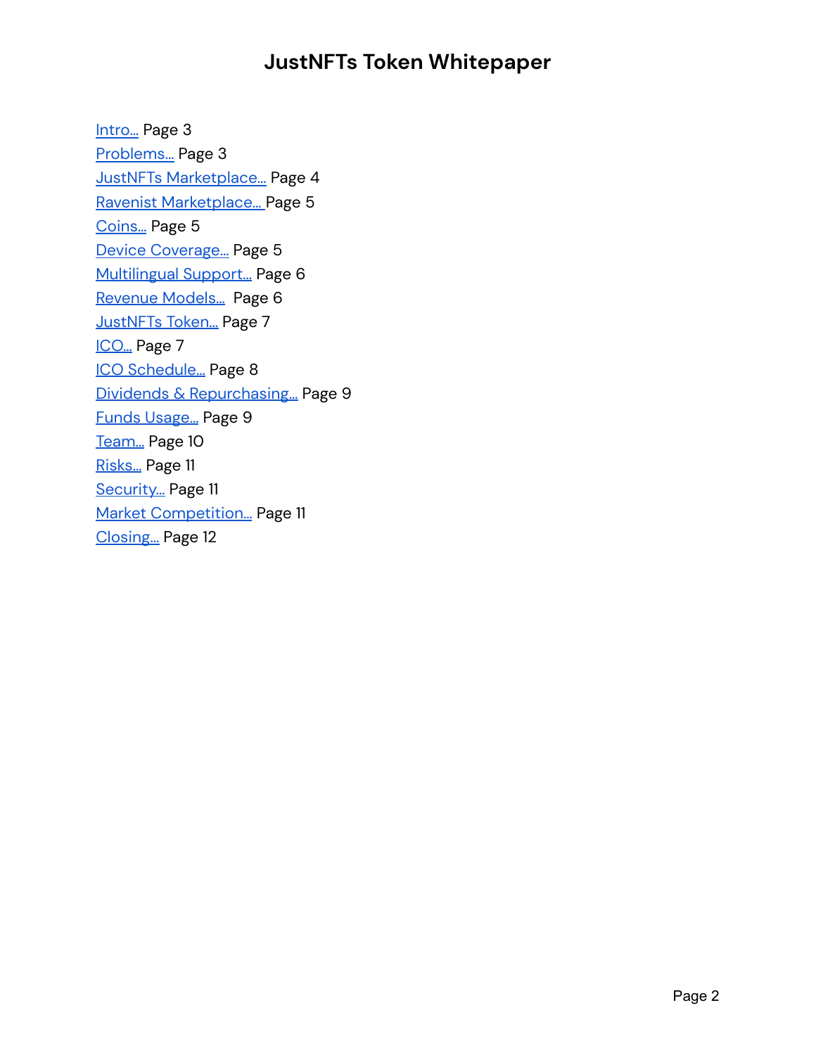# JustNFTs Token Whitepaper

Intro... Page 3
Problems... Page 3
JustNFTs Marketplace... Page 4
Ravenist Marketplace... Page 5
Coins... Page 5
Device Coverage... Page 5
Multilingual Support... Page 6
Revenue Models... Page 6
JustNFTs Token... Page 7
ICO... Page 7
ICO Schedule... Page 8
Dividends & Repurchasing... Page 9
Funds Usage... Page 9
Team... Page 10
Risks... Page 11
Security... Page 11
Market Competition... Page 11
Closing... Page 12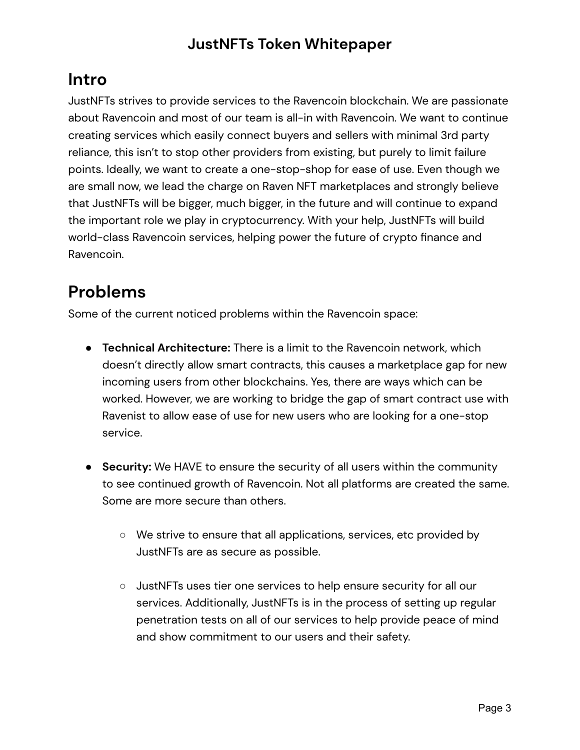## Intro

JustNFTs strives to provide services to the Ravencoin blockchain. We are passionate about Ravencoin and most of our team is all-in with Ravencoin. We want to continue creating services which easily connect buyers and sellers with minimal 3rd party reliance, this isn't to stop other providers from existing, but purely to limit failure points. Ideally, we want to create a one-stop-shop for ease of use. Even though we are small now, we lead the charge on Raven NFT marketplaces and strongly believe that JustNFTs will be bigger, much bigger, in the future and will continue to expand the important role we play in cryptocurrency. With your help, JustNFTs will build world-class Ravencoin services, helping power the future of crypto finance and Ravencoin.

## Problems

Some of the current noticed problems within the Ravencoin space:

- **Technical Architecture:** There is a limit to the Ravencoin network, which doesn't directly allow smart contracts, this causes a marketplace gap for new incoming users from other blockchains. Yes, there are ways which can be worked. However, we are working to bridge the gap of smart contract use with Ravenist to allow ease of use for new users who are looking for a one-stop service.

- **Security:** We HAVE to ensure the security of all users within the community to see continued growth of Ravencoin. Not all platforms are created the same. Some are more secure than others.

  - We strive to ensure that all applications, services, etc provided by JustNFTs are as secure as possible.

  - JustNFTs uses tier one services to help ensure security for all our services. Additionally, JustNFTs is in the process of setting up regular penetration tests on all of our services to help provide peace of mind and show commitment to our users and their safety.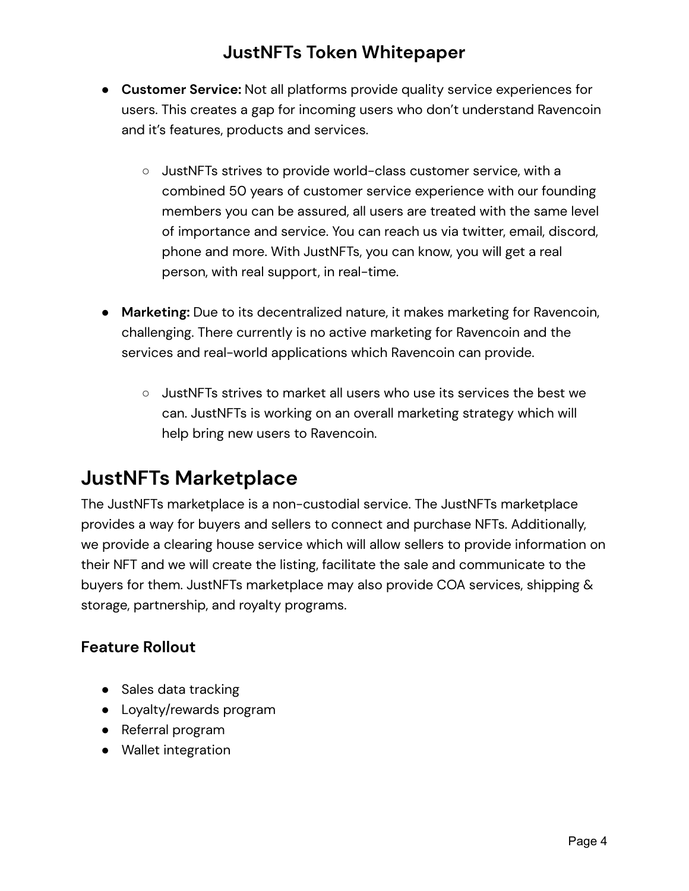- **Customer Service:** Not all platforms provide quality service experiences for users. This creates a gap for incoming users who don't understand Ravencoin and it's features, products and services.
    - JustNFTs strives to provide world-class customer service, with a combined 50 years of customer service experience with our founding members you can be assured, all users are treated with the same level of importance and service. You can reach us via twitter, email, discord, phone and more. With JustNFTs, you can know, you will get a real person, with real support, in real-time.

- **Marketing:** Due to its decentralized nature, it makes marketing for Ravencoin, challenging. There currently is no active marketing for Ravencoin and the services and real-world applications which Ravencoin can provide.
    - JustNFTs strives to market all users who use its services the best we can. JustNFTs is working on an overall marketing strategy which will help bring new users to Ravencoin.

# JustNFTs Marketplace

The JustNFTs marketplace is a non-custodial service. The JustNFTs marketplace provides a way for buyers and sellers to connect and purchase NFTs. Additionally, we provide a clearing house service which will allow sellers to provide information on their NFT and we will create the listing, facilitate the sale and communicate to the buyers for them. JustNFTs marketplace may also provide COA services, shipping & storage, partnership, and royalty programs.

### Feature Rollout

- Sales data tracking
- Loyalty/rewards program
- Referral program
- Wallet integration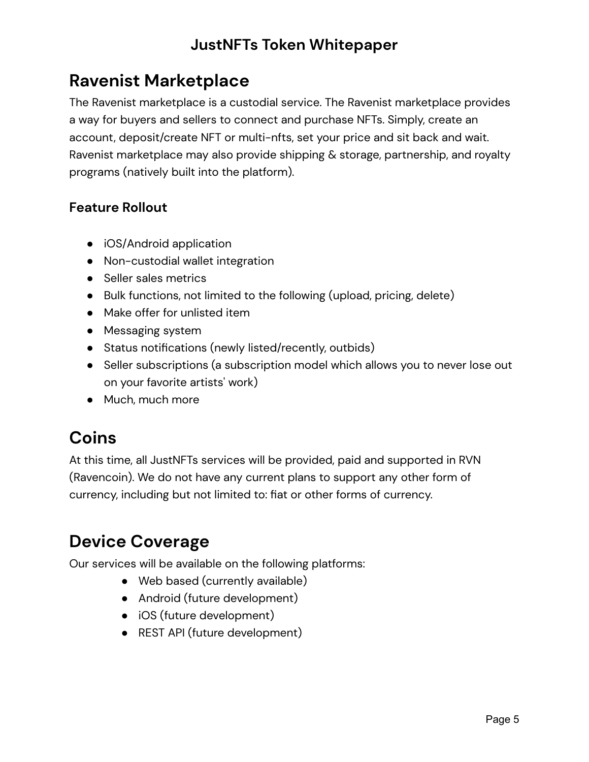## Ravenist Marketplace

The Ravenist marketplace is a custodial service. The Ravenist marketplace provides a way for buyers and sellers to connect and purchase NFTs. Simply, create an account, deposit/create NFT or multi-nfts, set your price and sit back and wait. Ravenist marketplace may also provide shipping & storage, partnership, and royalty programs (natively built into the platform).

### Feature Rollout

- iOS/Android application
- Non-custodial wallet integration
- Seller sales metrics
- Bulk functions, not limited to the following (upload, pricing, delete)
- Make offer for unlisted item
- Messaging system
- Status notifications (newly listed/recently, outbids)
- Seller subscriptions (a subscription model which allows you to never lose out on your favorite artists' work)
- Much, much more

## Coins

At this time, all JustNFTs services will be provided, paid and supported in RVN (Ravencoin). We do not have any current plans to support any other form of currency, including but not limited to: fiat or other forms of currency.

## Device Coverage

Our services will be available on the following platforms:

- Web based (currently available)
- Android (future development)
- iOS (future development)
- REST API (future development)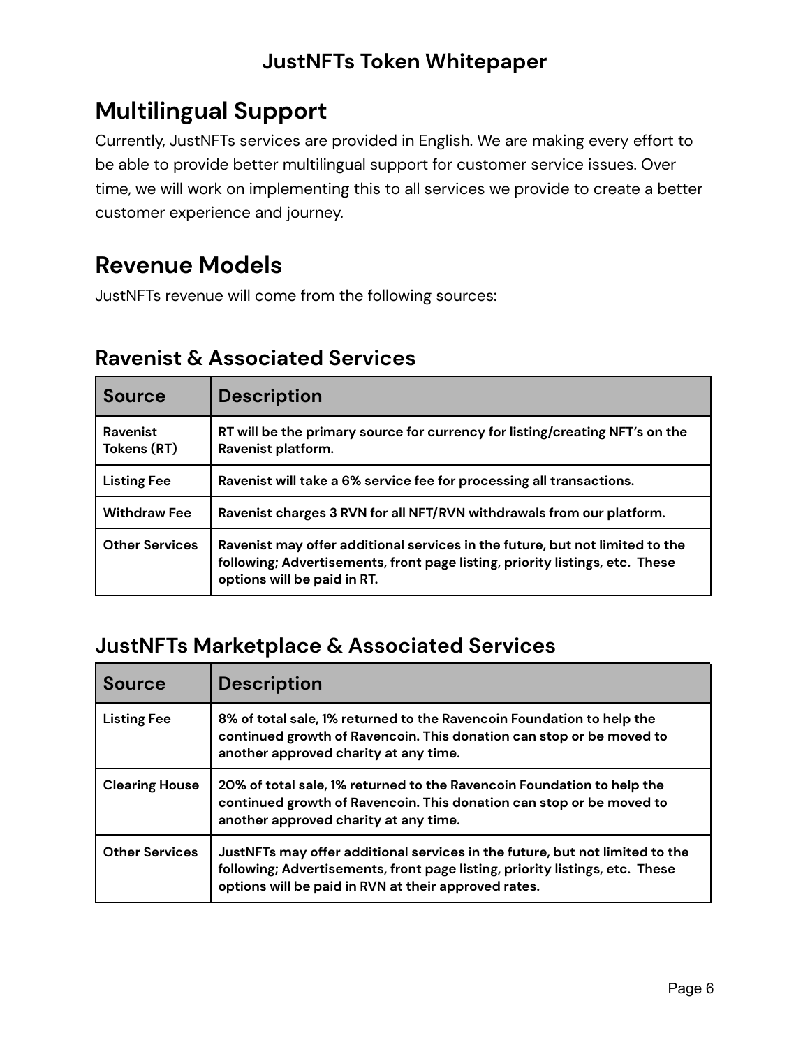# Multilingual Support

Currently, JustNFTs services are provided in English. We are making every effort to be able to provide better multilingual support for customer service issues. Over time, we will work on implementing this to all services we provide to create a better customer experience and journey.

# Revenue Models

JustNFTs revenue will come from the following sources:

## Ravenist & Associated Services

| Source | Description |
| --- | --- |
| **Ravenist Tokens (RT)** | **RT will be the primary source for currency for listing/creating NFT's on the Ravenist platform.** |
| **Listing Fee** | **Ravenist will take a 6% service fee for processing all transactions.** |
| **Withdraw Fee** | **Ravenist charges 3 RVN for all NFT/RVN withdrawals from our platform.** |
| **Other Services** | **Ravenist may offer additional services in the future, but not limited to the following; Advertisements, front page listing, priority listings, etc. These options will be paid in RT.** |

## JustNFTs Marketplace & Associated Services

| Source | Description |
| --- | --- |
| **Listing Fee** | **8% of total sale, 1% returned to the Ravencoin Foundation to help the continued growth of Ravencoin. This donation can stop or be moved to another approved charity at any time.** |
| **Clearing House** | **20% of total sale, 1% returned to the Ravencoin Foundation to help the continued growth of Ravencoin. This donation can stop or be moved to another approved charity at any time.** |
| **Other Services** | **JustNFTs may offer additional services in the future, but not limited to the following; Advertisements, front page listing, priority listings, etc. These options will be paid in RVN at their approved rates.** |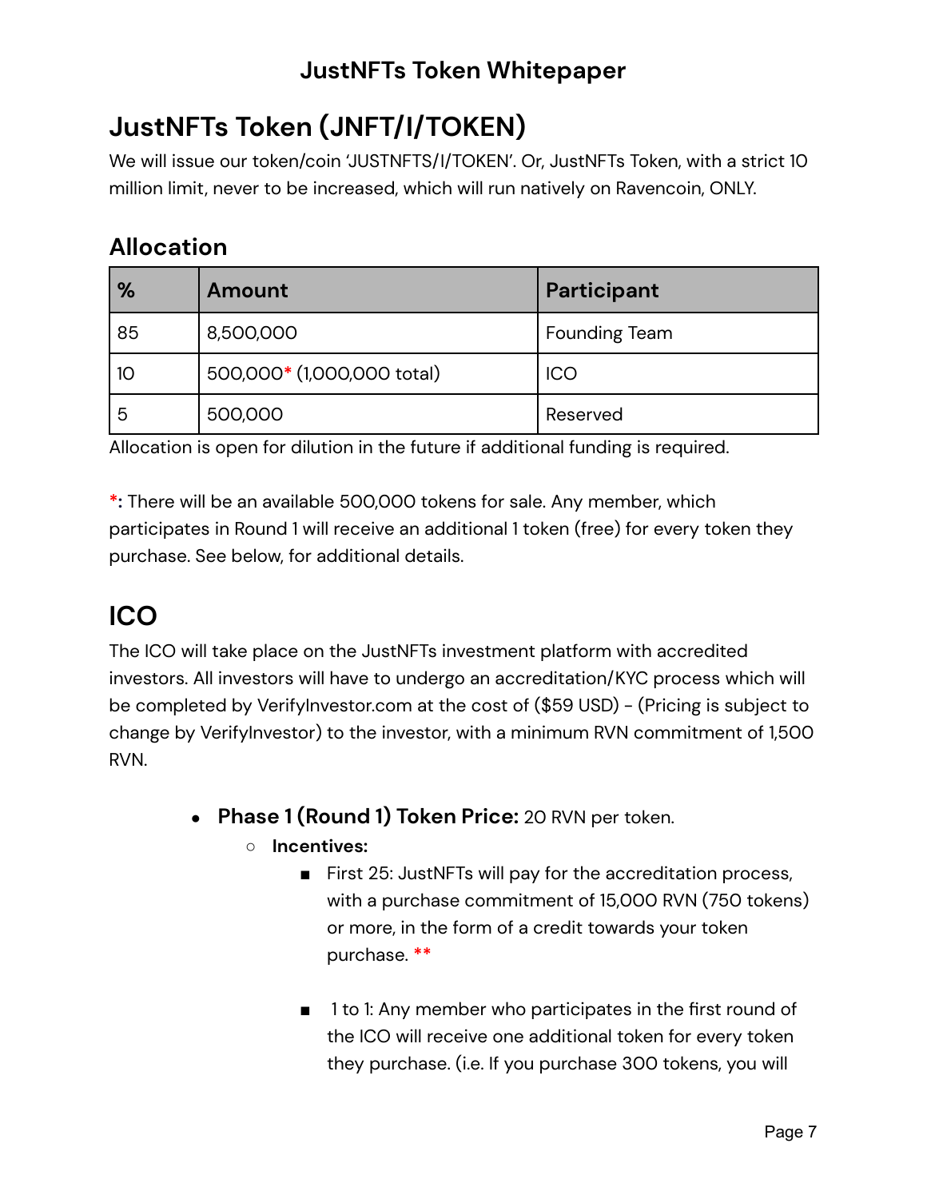## JustNFTs Token (JNFT/I/TOKEN)

We will issue our token/coin 'JUSTNFTS/I/TOKEN'. Or, JustNFTs Token, with a strict 10 million limit, never to be increased, which will run natively on Ravencoin, ONLY.

### Allocation

| % | Amount | Participant |
| --- | --- | --- |
| 85 | 8,500,000 | Founding Team |
| 10 | 500,000* (1,000,000 total) | ICO |
| 5 | 500,000 | Reserved |

Allocation is open for dilution in the future if additional funding is required.

*: There will be an available 500,000 tokens for sale. Any member, which participates in Round 1 will receive an additional 1 token (free) for every token they purchase. See below, for additional details.

## ICO

The ICO will take place on the JustNFTs investment platform with accredited investors. All investors will have to undergo an accreditation/KYC process which will be completed by VerifyInvestor.com at the cost of ($59 USD) - (Pricing is subject to change by VerifyInvestor) to the investor, with a minimum RVN commitment of 1,500 RVN.

- **Phase 1 (Round 1) Token Price:** 20 RVN per token.
  - **Incentives:**
    - First 25: JustNFTs will pay for the accreditation process, with a purchase commitment of 15,000 RVN (750 tokens) or more, in the form of a credit towards your token purchase. **
    - 1 to 1: Any member who participates in the first round of the ICO will receive one additional token for every token they purchase. (i.e. If you purchase 300 tokens, you will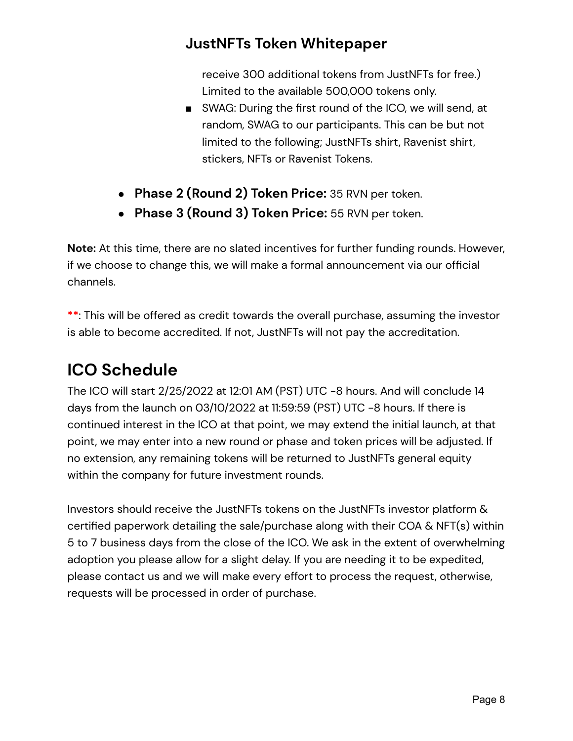receive 300 additional tokens from JustNFTs for free.) Limited to the available 500,000 tokens only.

- SWAG: During the first round of the ICO, we will send, at random, SWAG to our participants. This can be but not limited to the following; JustNFTs shirt, Ravenist shirt, stickers, NFTs or Ravenist Tokens.

- **Phase 2 (Round 2) Token Price:** 35 RVN per token.
- **Phase 3 (Round 3) Token Price:** 55 RVN per token.

**Note:** At this time, there are no slated incentives for further funding rounds. However, if we choose to change this, we will make a formal announcement via our official channels.

**: This will be offered as credit towards the overall purchase, assuming the investor is able to become accredited. If not, JustNFTs will not pay the accreditation.

## ICO Schedule

The ICO will start 2/25/2022 at 12:01 AM (PST) UTC -8 hours. And will conclude 14 days from the launch on 03/10/2022 at 11:59:59 (PST) UTC -8 hours. If there is continued interest in the ICO at that point, we may extend the initial launch, at that point, we may enter into a new round or phase and token prices will be adjusted. If no extension, any remaining tokens will be returned to JustNFTs general equity within the company for future investment rounds.

Investors should receive the JustNFTs tokens on the JustNFTs investor platform & certified paperwork detailing the sale/purchase along with their COA & NFT(s) within 5 to 7 business days from the close of the ICO. We ask in the extent of overwhelming adoption you please allow for a slight delay. If you are needing it to be expedited, please contact us and we will make every effort to process the request, otherwise, requests will be processed in order of purchase.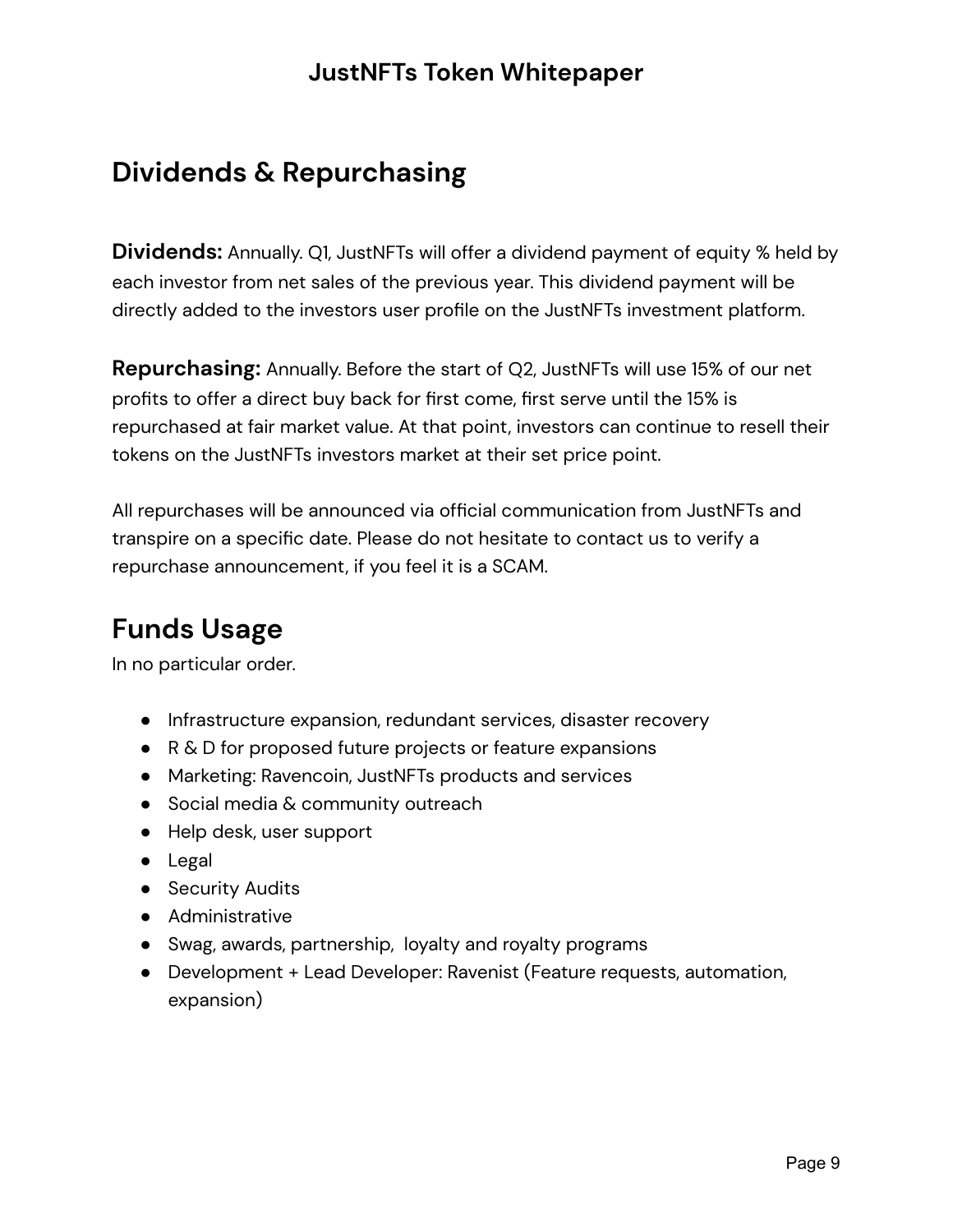## Dividends & Repurchasing

**Dividends:** Annually. Q1, JustNFTs will offer a dividend payment of equity % held by each investor from net sales of the previous year. This dividend payment will be directly added to the investors user profile on the JustNFTs investment platform.

**Repurchasing:** Annually. Before the start of Q2, JustNFTs will use 15% of our net profits to offer a direct buy back for first come, first serve until the 15% is repurchased at fair market value. At that point, investors can continue to resell their tokens on the JustNFTs investors market at their set price point.

All repurchases will be announced via official communication from JustNFTs and transpire on a specific date. Please do not hesitate to contact us to verify a repurchase announcement, if you feel it is a SCAM.

## Funds Usage

In no particular order.

- Infrastructure expansion, redundant services, disaster recovery
- R & D for proposed future projects or feature expansions
- Marketing: Ravencoin, JustNFTs products and services
- Social media & community outreach
- Help desk, user support
- Legal
- Security Audits
- Administrative
- Swag, awards, partnership, loyalty and royalty programs
- Development + Lead Developer: Ravenist (Feature requests, automation, expansion)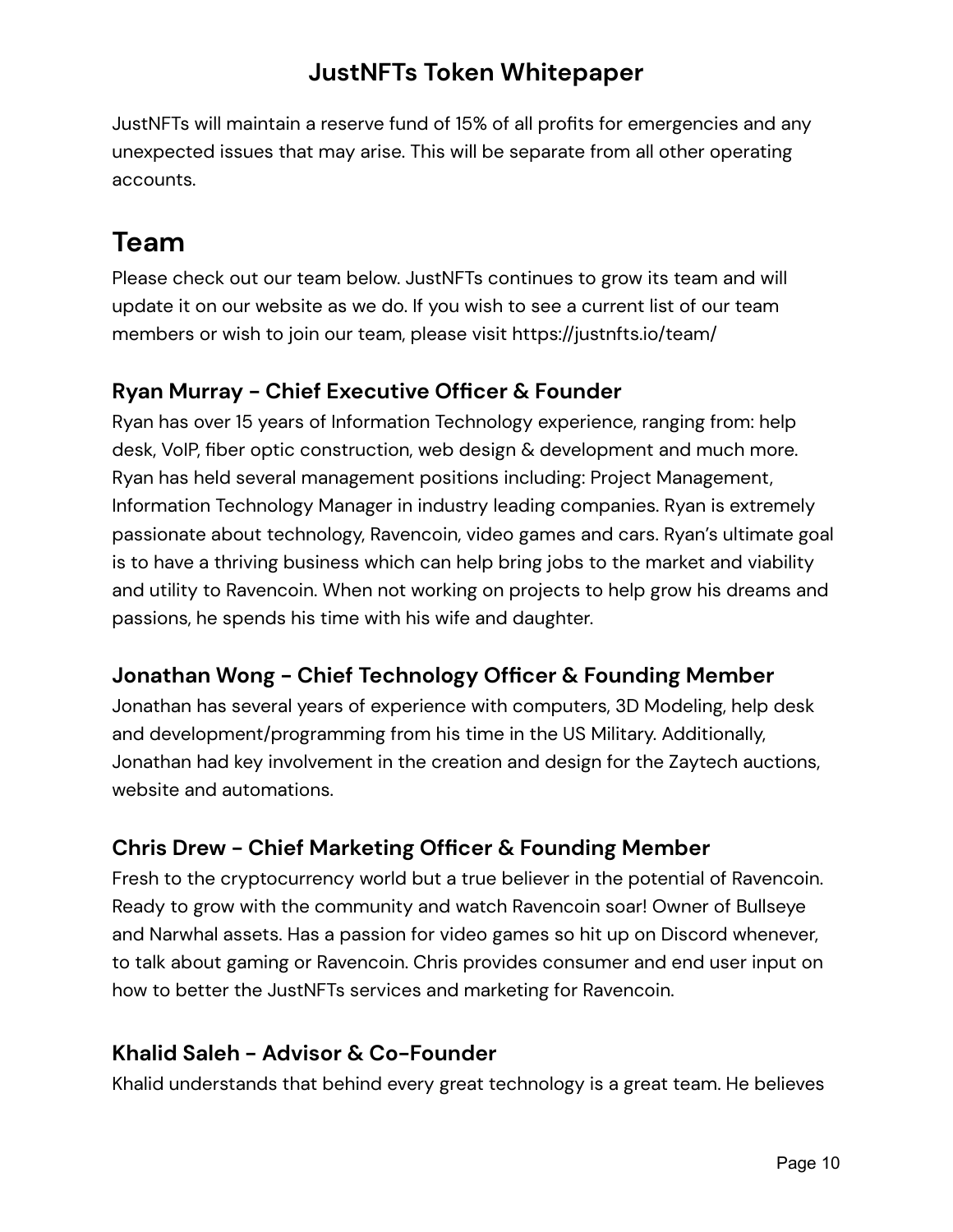JustNFTs will maintain a reserve fund of 15% of all profits for emergencies and any unexpected issues that may arise. This will be separate from all other operating accounts.

## Team

Please check out our team below. JustNFTs continues to grow its team and will update it on our website as we do. If you wish to see a current list of our team members or wish to join our team, please visit https://justnfts.io/team/

### Ryan Murray - Chief Executive Officer & Founder

Ryan has over 15 years of Information Technology experience, ranging from: help desk, VoIP, fiber optic construction, web design & development and much more. Ryan has held several management positions including: Project Management, Information Technology Manager in industry leading companies. Ryan is extremely passionate about technology, Ravencoin, video games and cars. Ryan's ultimate goal is to have a thriving business which can help bring jobs to the market and viability and utility to Ravencoin. When not working on projects to help grow his dreams and passions, he spends his time with his wife and daughter.

### Jonathan Wong - Chief Technology Officer & Founding Member

Jonathan has several years of experience with computers, 3D Modeling, help desk and development/programming from his time in the US Military. Additionally, Jonathan had key involvement in the creation and design for the Zaytech auctions, website and automations.

### Chris Drew - Chief Marketing Officer & Founding Member

Fresh to the cryptocurrency world but a true believer in the potential of Ravencoin. Ready to grow with the community and watch Ravencoin soar! Owner of Bullseye and Narwhal assets. Has a passion for video games so hit up on Discord whenever, to talk about gaming or Ravencoin. Chris provides consumer and end user input on how to better the JustNFTs services and marketing for Ravencoin.

### Khalid Saleh - Advisor & Co-Founder

Khalid understands that behind every great technology is a great team. He believes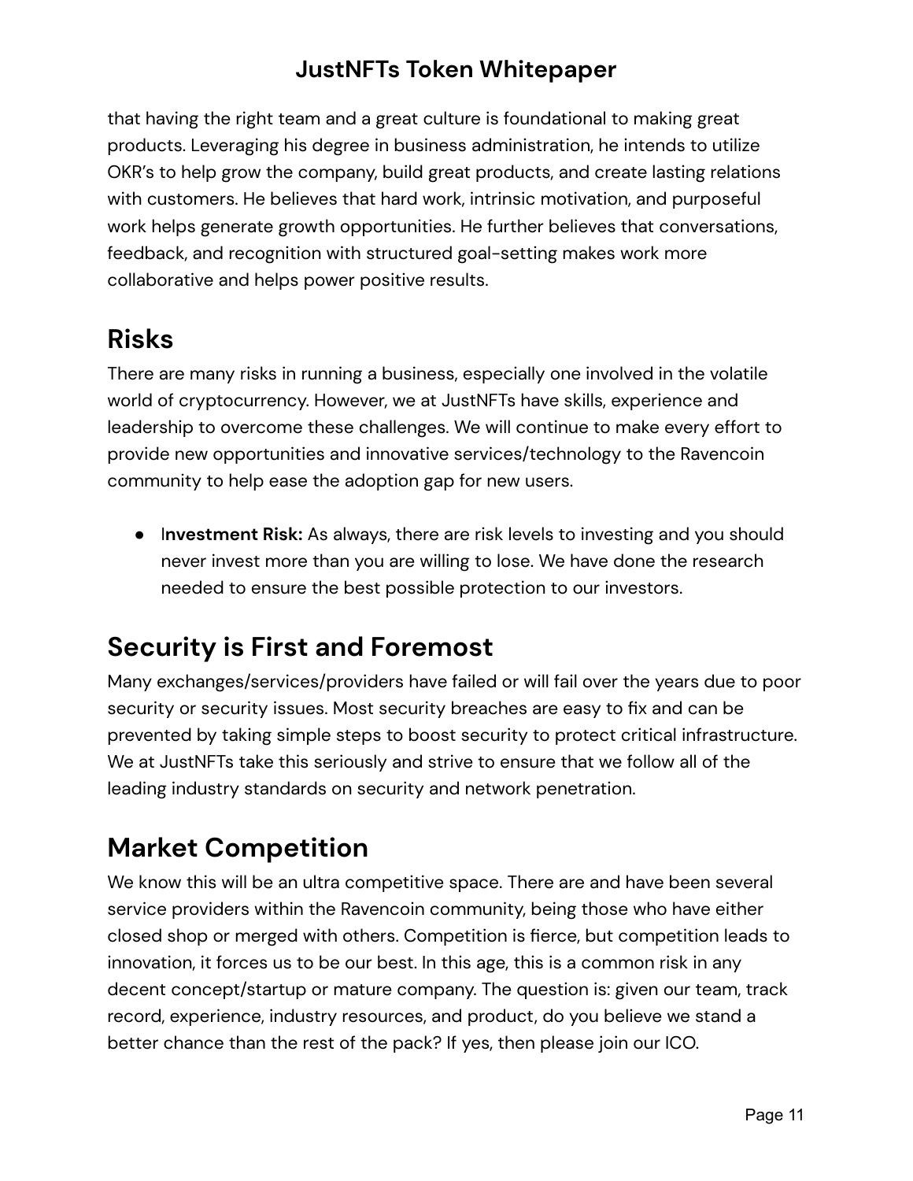that having the right team and a great culture is foundational to making great products. Leveraging his degree in business administration, he intends to utilize OKR's to help grow the company, build great products, and create lasting relations with customers. He believes that hard work, intrinsic motivation, and purposeful work helps generate growth opportunities. He further believes that conversations, feedback, and recognition with structured goal-setting makes work more collaborative and helps power positive results.

## Risks

There are many risks in running a business, especially one involved in the volatile world of cryptocurrency. However, we at JustNFTs have skills, experience and leadership to overcome these challenges. We will continue to make every effort to provide new opportunities and innovative services/technology to the Ravencoin community to help ease the adoption gap for new users.

- I**nvestment Risk:** As always, there are risk levels to investing and you should never invest more than you are willing to lose. We have done the research needed to ensure the best possible protection to our investors.

## Security is First and Foremost

Many exchanges/services/providers have failed or will fail over the years due to poor security or security issues. Most security breaches are easy to fix and can be prevented by taking simple steps to boost security to protect critical infrastructure. We at JustNFTs take this seriously and strive to ensure that we follow all of the leading industry standards on security and network penetration.

## Market Competition

We know this will be an ultra competitive space. There are and have been several service providers within the Ravencoin community, being those who have either closed shop or merged with others. Competition is fierce, but competition leads to innovation, it forces us to be our best. In this age, this is a common risk in any decent concept/startup or mature company. The question is: given our team, track record, experience, industry resources, and product, do you believe we stand a better chance than the rest of the pack? If yes, then please join our ICO.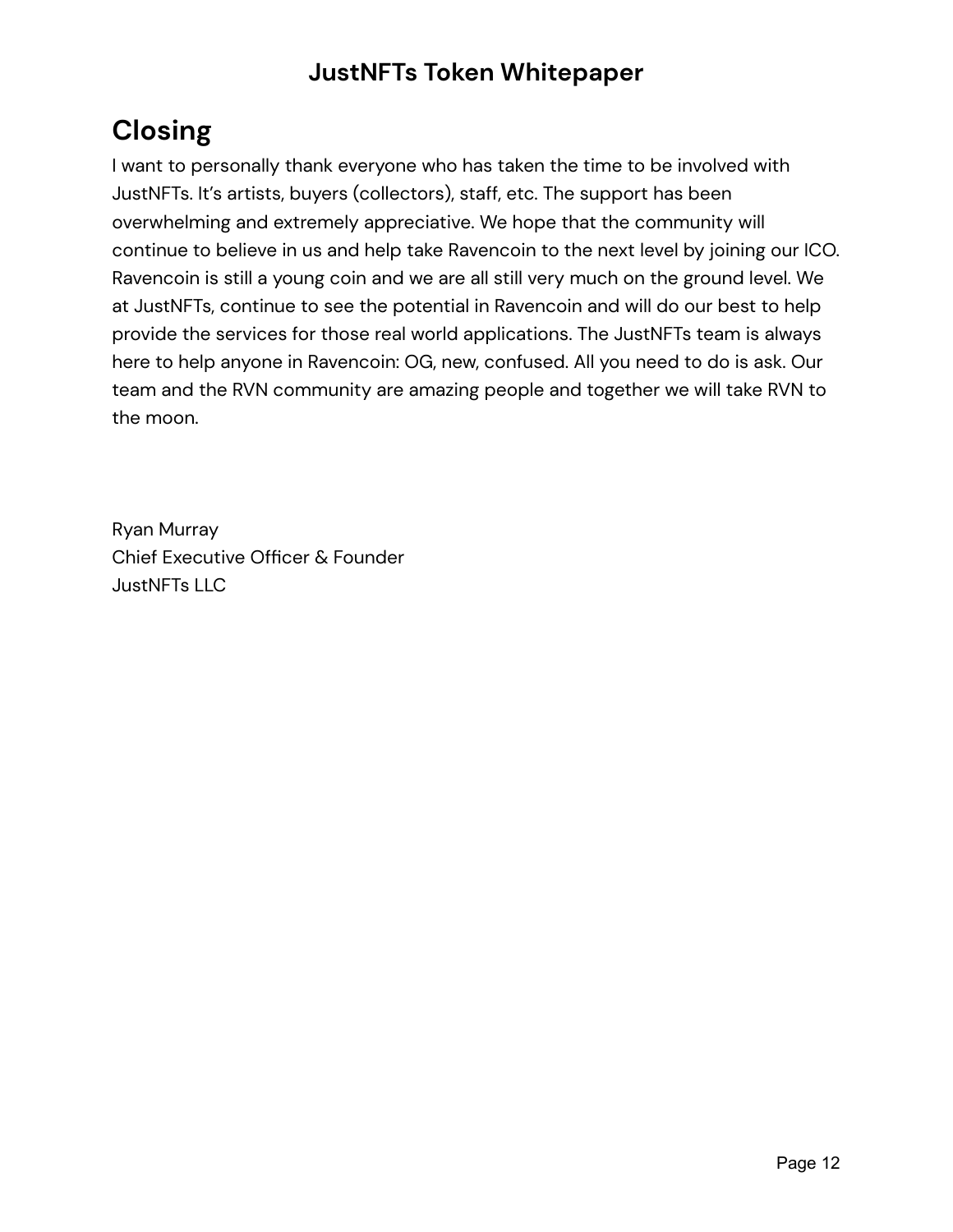## Closing

I want to personally thank everyone who has taken the time to be involved with JustNFTs. It's artists, buyers (collectors), staff, etc. The support has been overwhelming and extremely appreciative. We hope that the community will continue to believe in us and help take Ravencoin to the next level by joining our ICO. Ravencoin is still a young coin and we are all still very much on the ground level. We at JustNFTs, continue to see the potential in Ravencoin and will do our best to help provide the services for those real world applications. The JustNFTs team is always here to help anyone in Ravencoin: OG, new, confused. All you need to do is ask. Our team and the RVN community are amazing people and together we will take RVN to the moon.

Ryan Murray
Chief Executive Officer & Founder
JustNFTs LLC